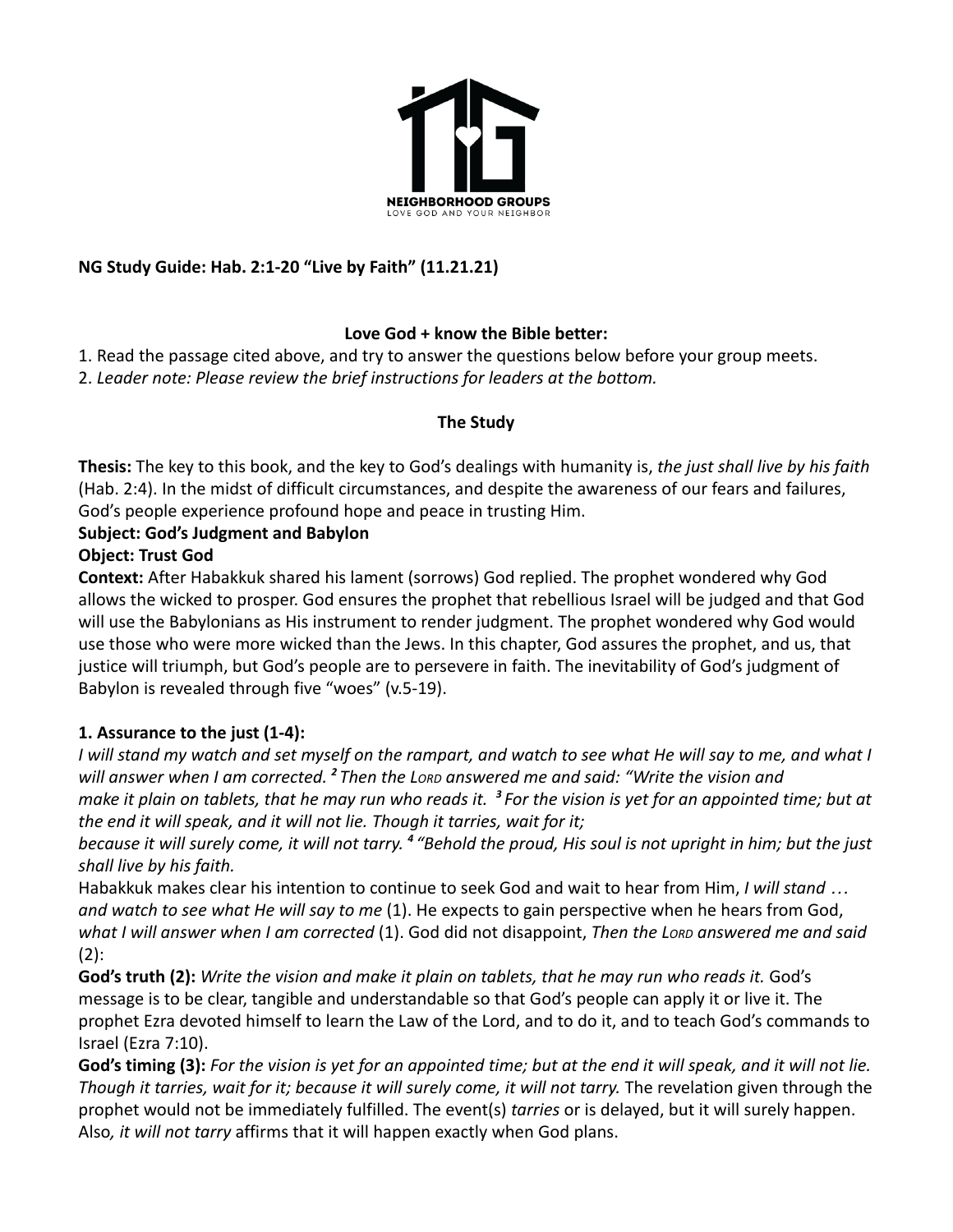NEIGHBORHOOD GROUPS
LOVE GOD AND YOUR NEIGHBOR

**NG Study Guide: Hab. 2:1-20 "Live by Faith" (11.21.21)**

**Love God + know the Bible better:**

1. Read the passage cited above, and try to answer the questions below before your group meets.
2. *Leader note: Please review the brief instructions for leaders at the bottom.*

**The Study**

**Thesis:** The key to this book, and the key to God's dealings with humanity is, *the just shall live by his faith* (Hab. 2:4). In the midst of difficult circumstances, and despite the awareness of our fears and failures, God's people experience profound hope and peace in trusting Him.

**Subject: God's Judgment and Babylon**

**Object: Trust God**

**Context:** After Habakkuk shared his lament (sorrows) God replied. The prophet wondered why God allows the wicked to prosper. God ensures the prophet that rebellious Israel will be judged and that God will use the Babylonians as His instrument to render judgment. The prophet wondered why God would use those who were more wicked than the Jews. In this chapter, God assures the prophet, and us, that justice will triumph, but God's people are to persevere in faith. The inevitability of God's judgment of Babylon is revealed through five "woes" (v.5-19).

**1. Assurance to the just (1-4):**

*I will stand my watch and set myself on the rampart, and watch to see what He will say to me, and what I will answer when I am corrected. ² Then the LORD answered me and said: "Write the vision and make it plain on tablets, that he may run who reads it. ³ For the vision is yet for an appointed time; but at the end it will speak, and it will not lie. Though it tarries, wait for it; because it will surely come, it will not tarry. ⁴ "Behold the proud, His soul is not upright in him; but the just shall live by his faith.*

Habakkuk makes clear his intention to continue to seek God and wait to hear from Him, *I will stand … and watch to see what He will say to me* (1). He expects to gain perspective when he hears from God, *what I will answer when I am corrected* (1). God did not disappoint, *Then the LORD answered me and said* (2):

**God's truth (2):** *Write the vision and make it plain on tablets, that he may run who reads it.* God's message is to be clear, tangible and understandable so that God's people can apply it or live it. The prophet Ezra devoted himself to learn the Law of the Lord, and to do it, and to teach God's commands to Israel (Ezra 7:10).

**God's timing (3):** *For the vision is yet for an appointed time; but at the end it will speak, and it will not lie. Though it tarries, wait for it; because it will surely come, it will not tarry.* The revelation given through the prophet would not be immediately fulfilled. The event(s) *tarries* or is delayed, but it will surely happen. Also*, it will not tarry* affirms that it will happen exactly when God plans.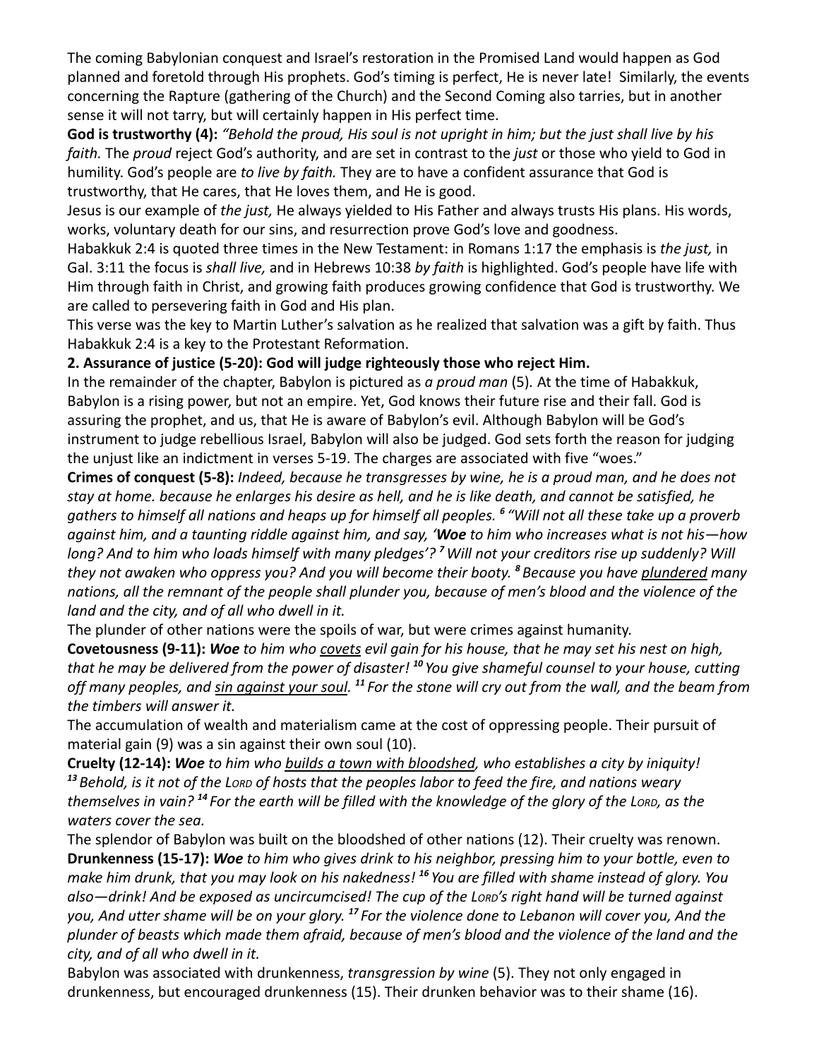The coming Babylonian conquest and Israel's restoration in the Promised Land would happen as God planned and foretold through His prophets. God's timing is perfect, He is never late! Similarly, the events concerning the Rapture (gathering of the Church) and the Second Coming also tarries, but in another sense it will not tarry, but will certainly happen in His perfect time.

**God is trustworthy (4):** *"Behold the proud, His soul is not upright in him; but the just shall live by his faith.* The *proud* reject God's authority, and are set in contrast to the *just* or those who yield to God in humility. God's people are *to live by faith.* They are to have a confident assurance that God is trustworthy, that He cares, that He loves them, and He is good.

Jesus is our example of *the just,* He always yielded to His Father and always trusts His plans. His words, works, voluntary death for our sins, and resurrection prove God's love and goodness.

Habakkuk 2:4 is quoted three times in the New Testament: in Romans 1:17 the emphasis is *the just,* in Gal. 3:11 the focus is *shall live,* and in Hebrews 10:38 *by faith* is highlighted. God's people have life with Him through faith in Christ, and growing faith produces growing confidence that God is trustworthy. We are called to persevering faith in God and His plan.

This verse was the key to Martin Luther's salvation as he realized that salvation was a gift by faith. Thus Habakkuk 2:4 is a key to the Protestant Reformation.

**2. Assurance of justice (5-20): God will judge righteously those who reject Him.**

In the remainder of the chapter, Babylon is pictured as *a proud man* (5). At the time of Habakkuk, Babylon is a rising power, but not an empire. Yet, God knows their future rise and their fall. God is assuring the prophet, and us, that He is aware of Babylon's evil. Although Babylon will be God's instrument to judge rebellious Israel, Babylon will also be judged. God sets forth the reason for judging the unjust like an indictment in verses 5-19. The charges are associated with five "woes."

**Crimes of conquest (5-8):** *Indeed, because he transgresses by wine, he is a proud man, and he does not stay at home. because he enlarges his desire as hell, and he is like death, and cannot be satisfied, he gathers to himself all nations and heaps up for himself all peoples. [6] "Will not all these take up a proverb against him, and a taunting riddle against him, and say, '**Woe** to him who increases what is not his—how long? And to him who loads himself with many pledges'? [7] Will not your creditors rise up suddenly? Will they not awaken who oppress you? And you will become their booty. [8] Because you have plundered many nations, all the remnant of the people shall plunder you, because of men's blood and the violence of the land and the city, and of all who dwell in it.*

The plunder of other nations were the spoils of war, but were crimes against humanity.

**Covetousness (9-11):** ***Woe*** *to him who covets evil gain for his house, that he may set his nest on high, that he may be delivered from the power of disaster! [10] You give shameful counsel to your house, cutting off many peoples, and sin against your soul. [11] For the stone will cry out from the wall, and the beam from the timbers will answer it.*

The accumulation of wealth and materialism came at the cost of oppressing people. Their pursuit of material gain (9) was a sin against their own soul (10).

**Cruelty (12-14):** ***Woe*** *to him who builds a town with bloodshed, who establishes a city by iniquity! [13] Behold, is it not of the LORD of hosts that the peoples labor to feed the fire, and nations weary themselves in vain? [14] For the earth will be filled with the knowledge of the glory of the LORD, as the waters cover the sea.*

The splendor of Babylon was built on the bloodshed of other nations (12). Their cruelty was renown.

**Drunkenness (15-17):** ***Woe*** *to him who gives drink to his neighbor, pressing him to your bottle, even to make him drunk, that you may look on his nakedness! [16] You are filled with shame instead of glory. You also—drink! And be exposed as uncircumcised! The cup of the LORD's right hand will be turned against you, And utter shame will be on your glory. [17] For the violence done to Lebanon will cover you, And the plunder of beasts which made them afraid, because of men's blood and the violence of the land and the city, and of all who dwell in it.*

Babylon was associated with drunkenness, *transgression by wine* (5). They not only engaged in drunkenness, but encouraged drunkenness (15). Their drunken behavior was to their shame (16).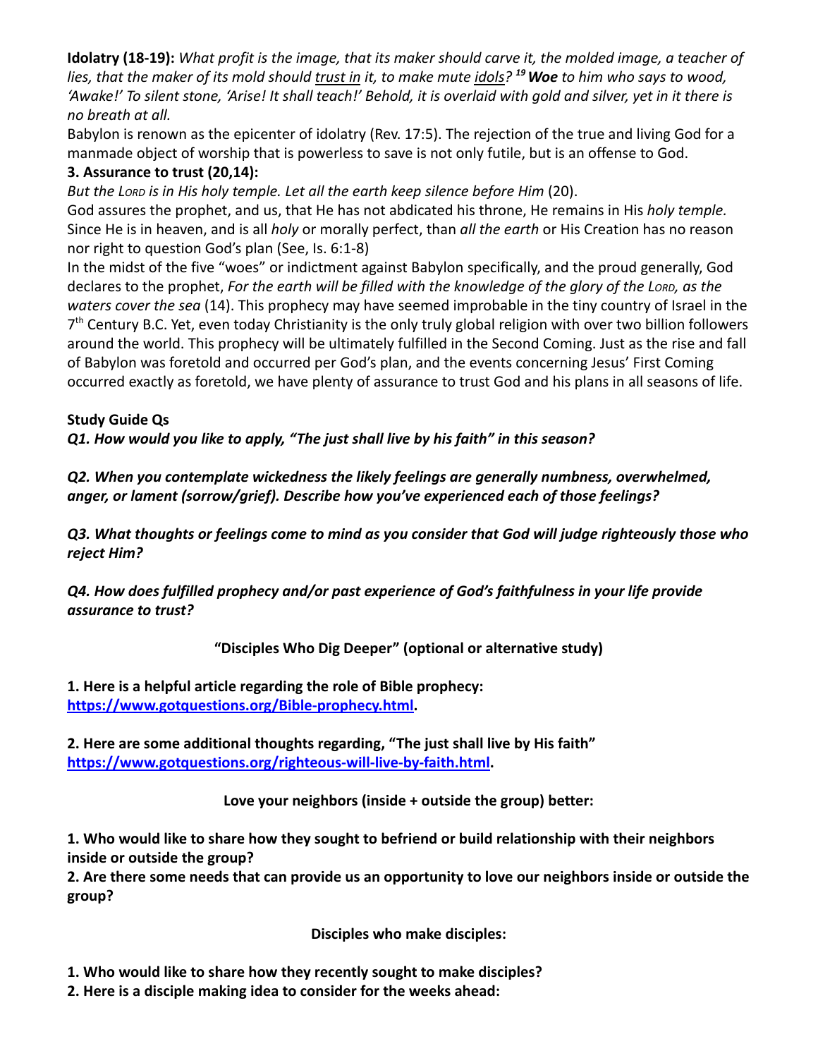**Idolatry (18-19):** *What profit is the image, that its maker should carve it, the molded image, a teacher of lies, that the maker of its mold should <u>trust in</u> it, to make mute <u>idols</u>?* [19] ***Woe*** *to him who says to wood, 'Awake!' To silent stone, 'Arise! It shall teach!' Behold, it is overlaid with gold and silver, yet in it there is no breath at all.*

Babylon is renown as the epicenter of idolatry (Rev. 17:5). The rejection of the true and living God for a manmade object of worship that is powerless to save is not only futile, but is an offense to God.

**3. Assurance to trust (20,14):**

*But the LORD is in His holy temple. Let all the earth keep silence before Him* (20).

God assures the prophet, and us, that He has not abdicated his throne, He remains in His *holy temple.* Since He is in heaven, and is all *holy* or morally perfect, than *all the earth* or His Creation has no reason nor right to question God's plan (See, Is. 6:1-8)

In the midst of the five "woes" or indictment against Babylon specifically, and the proud generally, God declares to the prophet, *For the earth will be filled with the knowledge of the glory of the LORD, as the waters cover the sea* (14). This prophecy may have seemed improbable in the tiny country of Israel in the 7th Century B.C. Yet, even today Christianity is the only truly global religion with over two billion followers around the world. This prophecy will be ultimately fulfilled in the Second Coming. Just as the rise and fall of Babylon was foretold and occurred per God's plan, and the events concerning Jesus' First Coming occurred exactly as foretold, we have plenty of assurance to trust God and his plans in all seasons of life.

**Study Guide Qs**

***Q1. How would you like to apply, "The just shall live by his faith" in this season?***

***Q2. When you contemplate wickedness the likely feelings are generally numbness, overwhelmed, anger, or lament (sorrow/grief). Describe how you've experienced each of those feelings?***

***Q3. What thoughts or feelings come to mind as you consider that God will judge righteously those who reject Him?***

***Q4. How does fulfilled prophecy and/or past experience of God's faithfulness in your life provide assurance to trust?***

**"Disciples Who Dig Deeper" (optional or alternative study)**

**1. Here is a helpful article regarding the role of Bible prophecy: [https://www.gotquestions.org/Bible-prophecy.html](https://www.gotquestions.org/Bible-prophecy.html).**

**2. Here are some additional thoughts regarding, "The just shall live by His faith" [https://www.gotquestions.org/righteous-will-live-by-faith.html](https://www.gotquestions.org/righteous-will-live-by-faith.html).**

**Love your neighbors (inside + outside the group) better:**

**1. Who would like to share how they sought to befriend or build relationship with their neighbors inside or outside the group?**

**2. Are there some needs that can provide us an opportunity to love our neighbors inside or outside the group?**

**Disciples who make disciples:**

**1. Who would like to share how they recently sought to make disciples?**

**2. Here is a disciple making idea to consider for the weeks ahead:**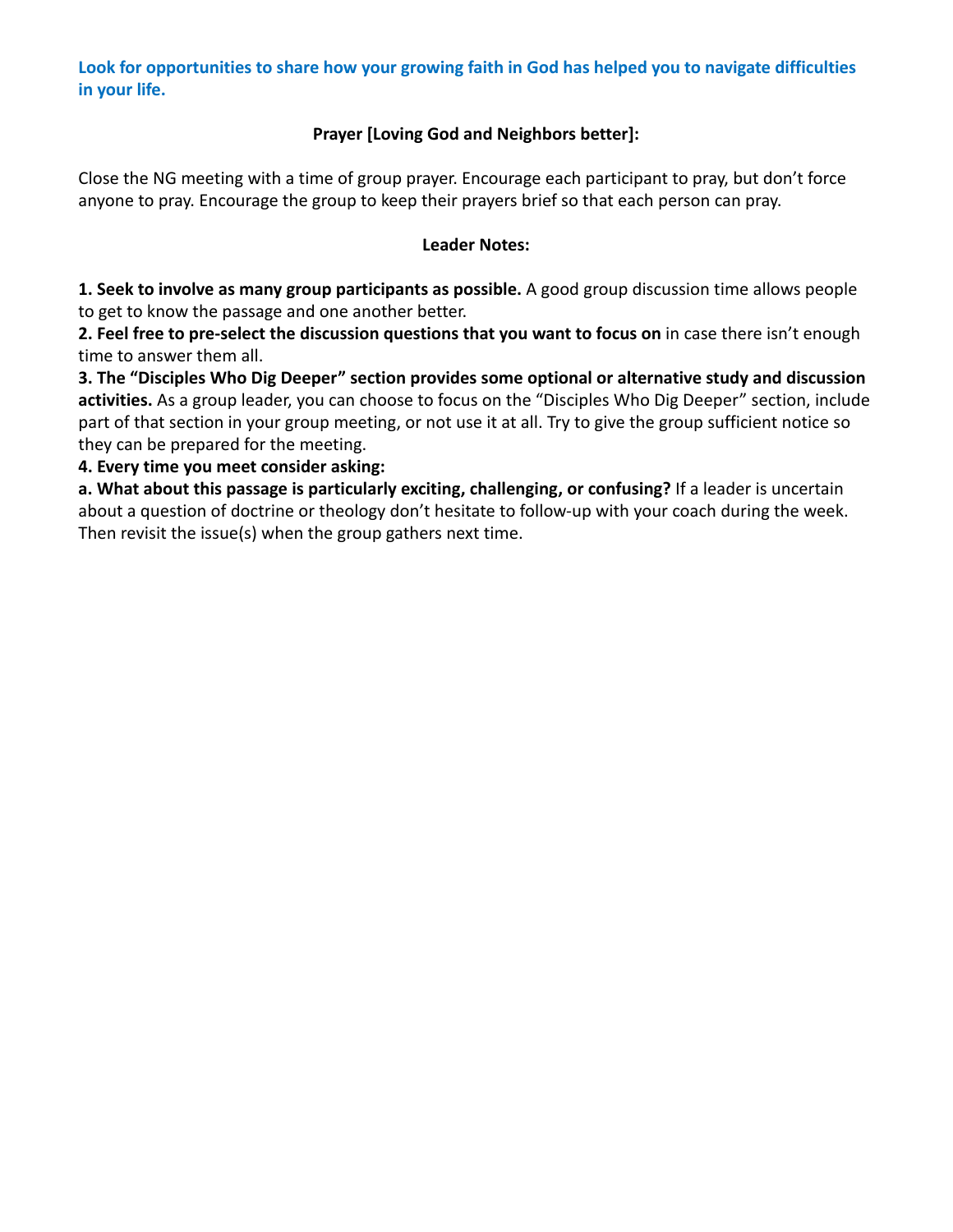**Look for opportunities to share how your growing faith in God has helped you to navigate difficulties in your life.**

### Prayer [Loving God and Neighbors better]:

Close the NG meeting with a time of group prayer. Encourage each participant to pray, but don't force anyone to pray. Encourage the group to keep their prayers brief so that each person can pray.

### Leader Notes:

**1. Seek to involve as many group participants as possible.** A good group discussion time allows people to get to know the passage and one another better.
**2. Feel free to pre-select the discussion questions that you want to focus on** in case there isn't enough time to answer them all.
**3. The "Disciples Who Dig Deeper" section provides some optional or alternative study and discussion activities.** As a group leader, you can choose to focus on the "Disciples Who Dig Deeper" section, include part of that section in your group meeting, or not use it at all. Try to give the group sufficient notice so they can be prepared for the meeting.
**4. Every time you meet consider asking:**
**a. What about this passage is particularly exciting, challenging, or confusing?** If a leader is uncertain about a question of doctrine or theology don't hesitate to follow-up with your coach during the week. Then revisit the issue(s) when the group gathers next time.